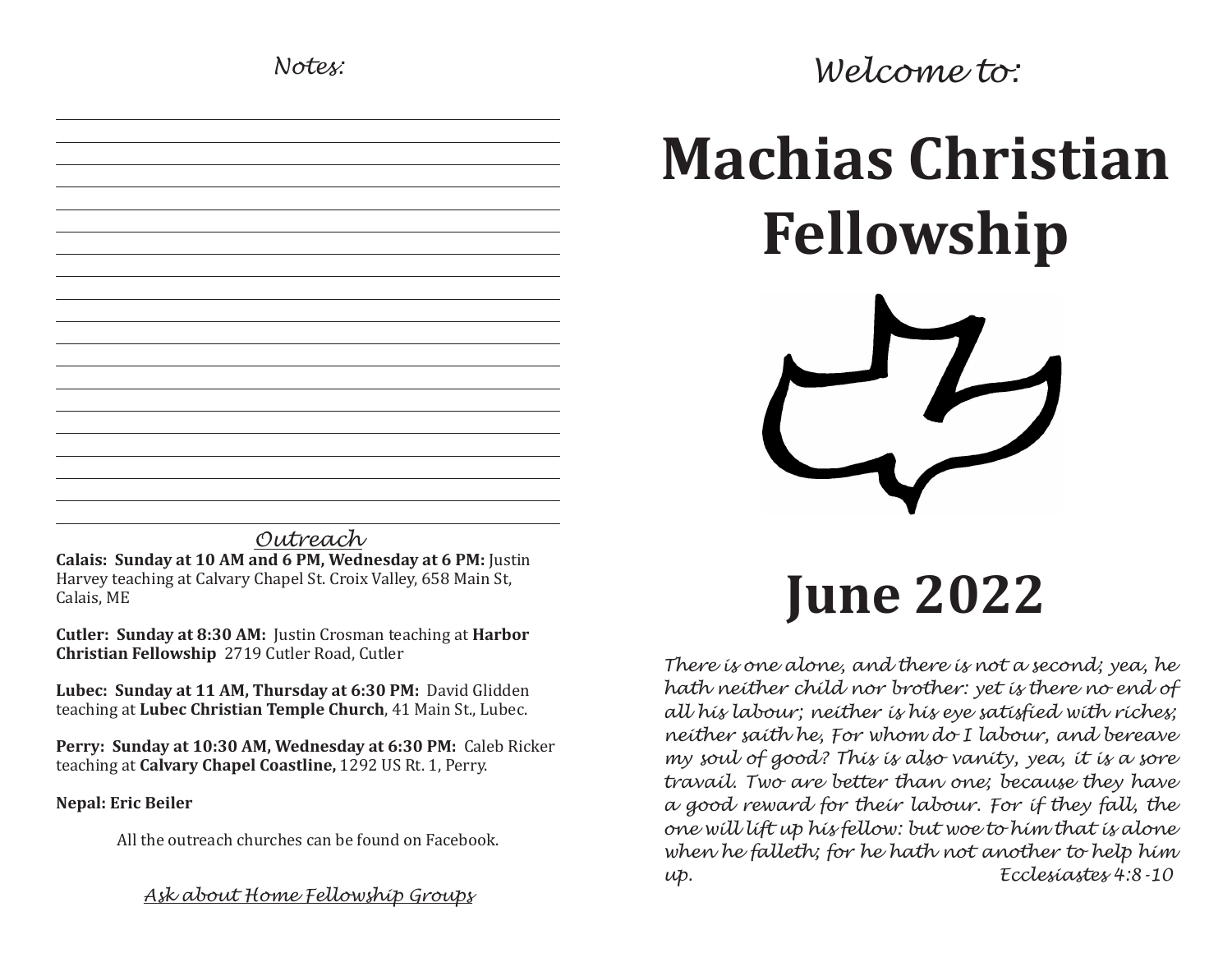*Notes:*

## *Outreach*

**Calais: Sunday at 10 AM and 6 PM, Wednesday at 6 PM:** Justin Harvey teaching at Calvary Chapel St. Croix Valley, 658 Main St, Calais, ME

**Cutler: Sunday at 8:30 AM:** Justin Crosman teaching at **Harbor Christian Fellowship** 2719 Cutler Road, Cutler

**Lubec: Sunday at 11 AM, Thursday at 6:30 PM:** David Glidden teaching at **Lubec Christian Temple Church**, 41 Main St., Lubec.

**Perry: Sunday at 10:30 AM, Wednesday at 6:30 PM:** Caleb Ricker teaching at **Calvary Chapel Coastline,** 1292 US Rt. 1, Perry.

**Nepal: Eric Beiler**

All the outreach churches can be found on Facebook.

*Ask about Home Fellowship Groups*

*Welcome to:*

# Machias Christian Fellowship

# June 2022

*There is one alone, and there is not a second; yea, he hath neither child nor brother: yet is there no end of all his labour; neither is his eye satisfied with riches; neither saith he, For whom do I labour, and bereave my soul of good? This is also vanity, yea, it is a sore travail. Two are better than one; because they have a good reward for their labour. For if they fall, the one will lift up his fellow: but woe to him that is alone when he falleth; for he hath not another to help him up.* *Ecclesiastes 4:8-10*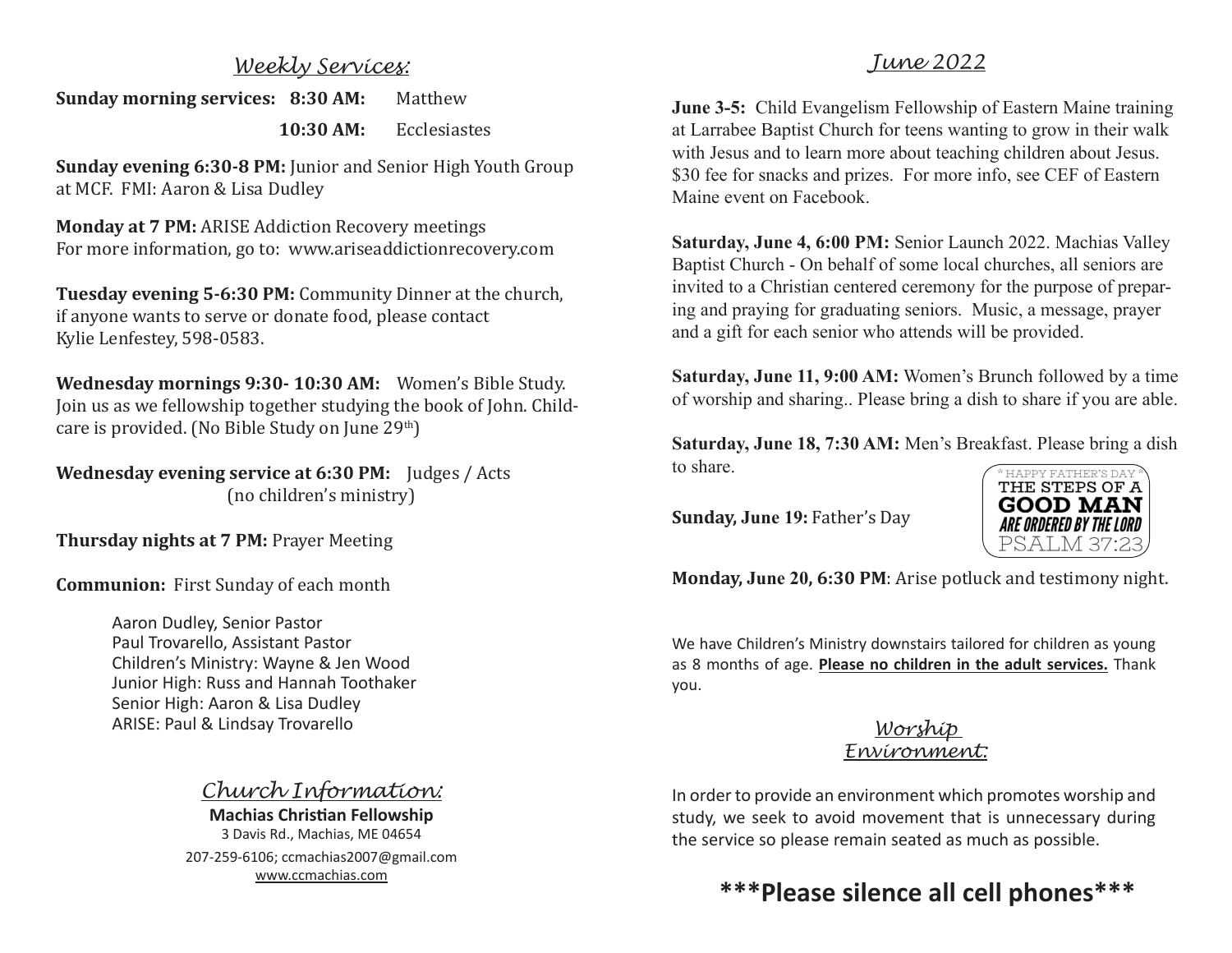## *Weekly Services:*

**Sunday morning services: 8:30 AM:** Matthew

**10:30 AM:** Ecclesiastes

**Sunday evening 6:30-8 PM:** Junior and Senior High Youth Group at MCF. FMI: Aaron & Lisa Dudley

**Monday at 7 PM:** ARISE Addiction Recovery meetings
For more information, go to: www.ariseaddictionrecovery.com

**Tuesday evening 5-6:30 PM:** Community Dinner at the church, if anyone wants to serve or donate food, please contact Kylie Lenfestey, 598-0583.

**Wednesday mornings 9:30- 10:30 AM:** Women's Bible Study. Join us as we fellowship together studying the book of John. Child-care is provided. (No Bible Study on June 29th)

**Wednesday evening service at 6:30 PM:** Judges / Acts
(no children's ministry)

**Thursday nights at 7 PM:** Prayer Meeting

**Communion:** First Sunday of each month

Aaron Dudley, Senior Pastor
Paul Trovarello, Assistant Pastor
Children's Ministry: Wayne & Jen Wood
Junior High: Russ and Hannah Toothaker
Senior High: Aaron & Lisa Dudley
ARISE: Paul & Lindsay Trovarello

## *Church Information:*

**Machias Christian Fellowship**
3 Davis Rd., Machias, ME 04654
207-259-6106; ccmachias2007@gmail.com
www.ccmachias.com

## *June 2022*

**June 3-5:** Child Evangelism Fellowship of Eastern Maine training at Larrabee Baptist Church for teens wanting to grow in their walk with Jesus and to learn more about teaching children about Jesus. $30 fee for snacks and prizes. For more info, see CEF of Eastern Maine event on Facebook.

**Saturday, June 4, 6:00 PM:** Senior Launch 2022. Machias Valley Baptist Church - On behalf of some local churches, all seniors are invited to a Christian centered ceremony for the purpose of preparing and praying for graduating seniors. Music, a message, prayer and a gift for each senior who attends will be provided.

**Saturday, June 11, 9:00 AM:** Women's Brunch followed by a time of worship and sharing.. Please bring a dish to share if you are able.

**Saturday, June 18, 7:30 AM:** Men's Breakfast. Please bring a dish to share.

**Sunday, June 19:** Father's Day

* HAPPY FATHER'S DAY *
THE STEPS OF A
**GOOD MAN**
ARE ORDERED BY THE LORD
PSALM 37:23

**Monday, June 20, 6:30 PM**: Arise potluck and testimony night.

We have Children's Ministry downstairs tailored for children as young as 8 months of age. **Please no children in the adult services.** Thank you.

## *Worship Environment:*

In order to provide an environment which promotes worship and study, we seek to avoid movement that is unnecessary during the service so please remain seated as much as possible.

**\*\*\*Please silence all cell phones\*\*\***